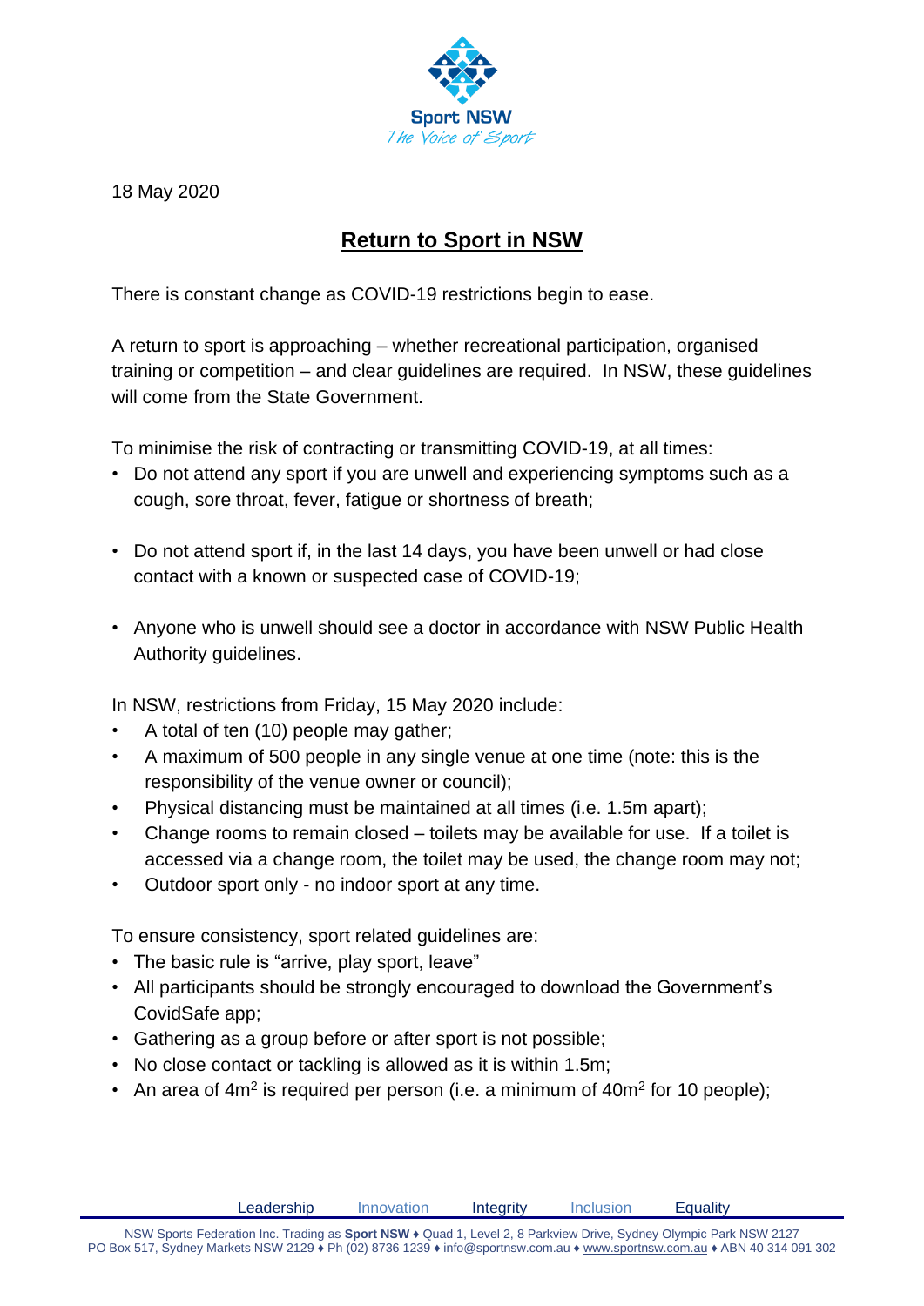Sport NSW
*The Voice of Sport*

18 May 2020

# Return to Sport in NSW

There is constant change as COVID-19 restrictions begin to ease.

A return to sport is approaching – whether recreational participation, organised training or competition – and clear guidelines are required. In NSW, these guidelines will come from the State Government.

To minimise the risk of contracting or transmitting COVID-19, at all times:

- Do not attend any sport if you are unwell and experiencing symptoms such as a cough, sore throat, fever, fatigue or shortness of breath;
- Do not attend sport if, in the last 14 days, you have been unwell or had close contact with a known or suspected case of COVID-19;
- Anyone who is unwell should see a doctor in accordance with NSW Public Health Authority guidelines.

In NSW, restrictions from Friday, 15 May 2020 include:

- A total of ten (10) people may gather;
- A maximum of 500 people in any single venue at one time (note: this is the responsibility of the venue owner or council);
- Physical distancing must be maintained at all times (i.e. 1.5m apart);
- Change rooms to remain closed – toilets may be available for use. If a toilet is accessed via a change room, the toilet may be used, the change room may not;
- Outdoor sport only - no indoor sport at any time.

To ensure consistency, sport related guidelines are:

- The basic rule is "arrive, play sport, leave"
- All participants should be strongly encouraged to download the Government's CovidSafe app;
- Gathering as a group before or after sport is not possible;
- No close contact or tackling is allowed as it is within 1.5m;
- An area of $4m^2$ is required per person (i.e. a minimum of $40m^2$ for 10 people);

Leadership Innovation Integrity Inclusion Equality

NSW Sports Federation Inc. Trading as **Sport NSW** ♦ Quad 1, Level 2, 8 Parkview Drive, Sydney Olympic Park NSW 2127
PO Box 517, Sydney Markets NSW 2129 ♦ Ph (02) 8736 1239 ♦ info@sportnsw.com.au ♦ www.sportnsw.com.au ♦ ABN 40 314 091 302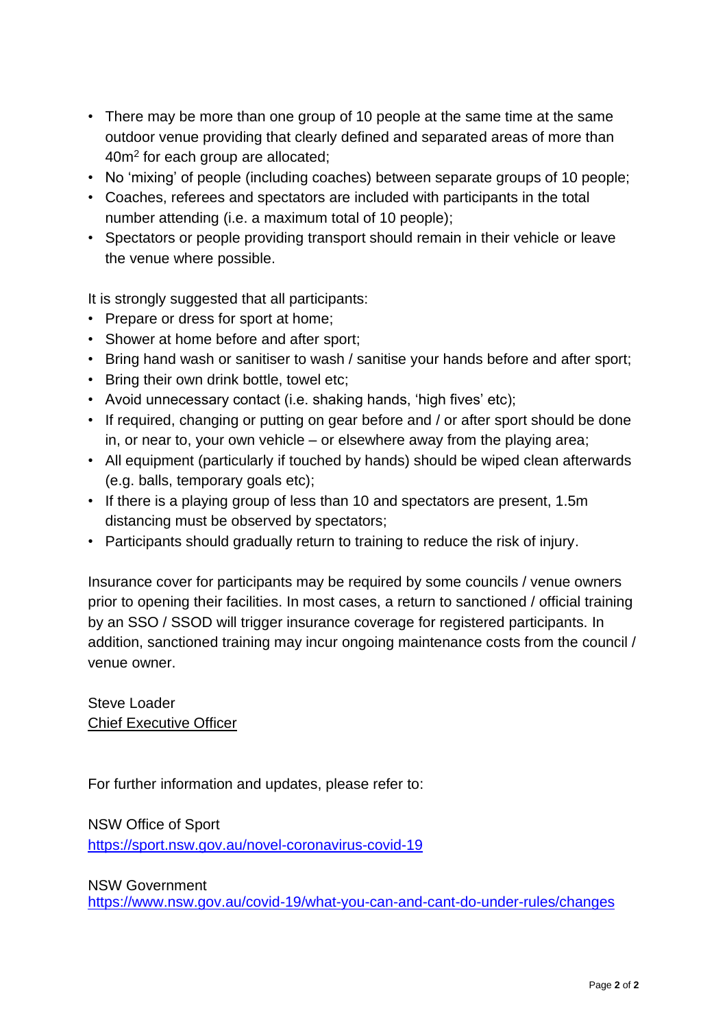- There may be more than one group of 10 people at the same time at the same outdoor venue providing that clearly defined and separated areas of more than $40m^2$ for each group are allocated;
- No 'mixing' of people (including coaches) between separate groups of 10 people;
- Coaches, referees and spectators are included with participants in the total number attending (i.e. a maximum total of 10 people);
- Spectators or people providing transport should remain in their vehicle or leave the venue where possible.

It is strongly suggested that all participants:

- Prepare or dress for sport at home;
- Shower at home before and after sport;
- Bring hand wash or sanitiser to wash / sanitise your hands before and after sport;
- Bring their own drink bottle, towel etc;
- Avoid unnecessary contact (i.e. shaking hands, 'high fives' etc);
- If required, changing or putting on gear before and / or after sport should be done in, or near to, your own vehicle – or elsewhere away from the playing area;
- All equipment (particularly if touched by hands) should be wiped clean afterwards (e.g. balls, temporary goals etc);
- If there is a playing group of less than 10 and spectators are present, 1.5m distancing must be observed by spectators;
- Participants should gradually return to training to reduce the risk of injury.

Insurance cover for participants may be required by some councils / venue owners prior to opening their facilities. In most cases, a return to sanctioned / official training by an SSO / SSOD will trigger insurance coverage for registered participants. In addition, sanctioned training may incur ongoing maintenance costs from the council / venue owner.

Steve Loader
Chief Executive Officer

For further information and updates, please refer to:

NSW Office of Sport
https://sport.nsw.gov.au/novel-coronavirus-covid-19

NSW Government
https://www.nsw.gov.au/covid-19/what-you-can-and-cant-do-under-rules/changes